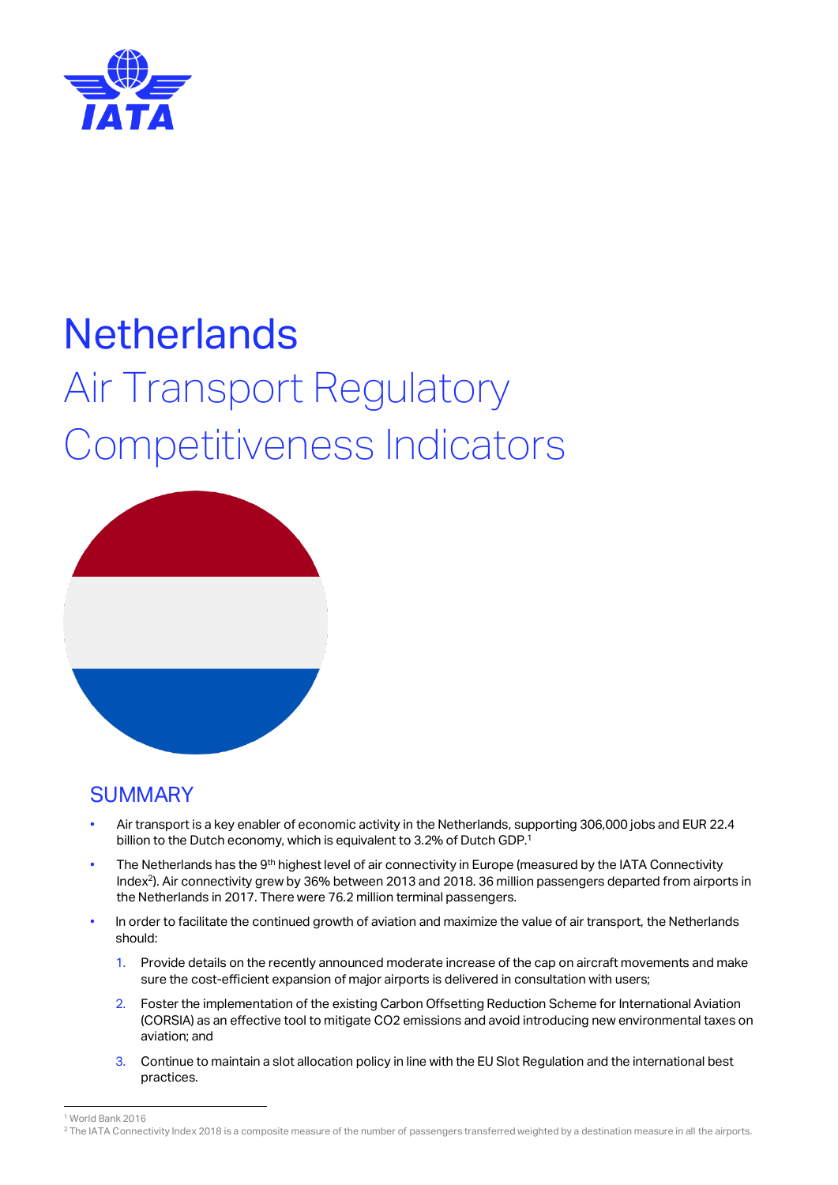# Netherlands

## Air Transport Regulatory Competitiveness Indicators

## SUMMARY

- Air transport is a key enabler of economic activity in the Netherlands, supporting 306,000 jobs and EUR 22.4 billion to the Dutch economy, which is equivalent to 3.2% of Dutch GDP.[1]
- The Netherlands has the 9th highest level of air connectivity in Europe (measured by the IATA Connectivity Index[2]). Air connectivity grew by 36% between 2013 and 2018. 36 million passengers departed from airports in the Netherlands in 2017. There were 76.2 million terminal passengers.
- In order to facilitate the continued growth of aviation and maximize the value of air transport, the Netherlands should:
  1. Provide details on the recently announced moderate increase of the cap on aircraft movements and make sure the cost-efficient expansion of major airports is delivered in consultation with users;
  2. Foster the implementation of the existing Carbon Offsetting Reduction Scheme for International Aviation (CORSIA) as an effective tool to mitigate $CO_2$ emissions and avoid introducing new environmental taxes on aviation; and
  3. Continue to maintain a slot allocation policy in line with the EU Slot Regulation and the international best practices.

---

[1] World Bank 2016

[2] The IATA Connectivity Index 2018 is a composite measure of the number of passengers transferred weighted by a destination measure in all the airports.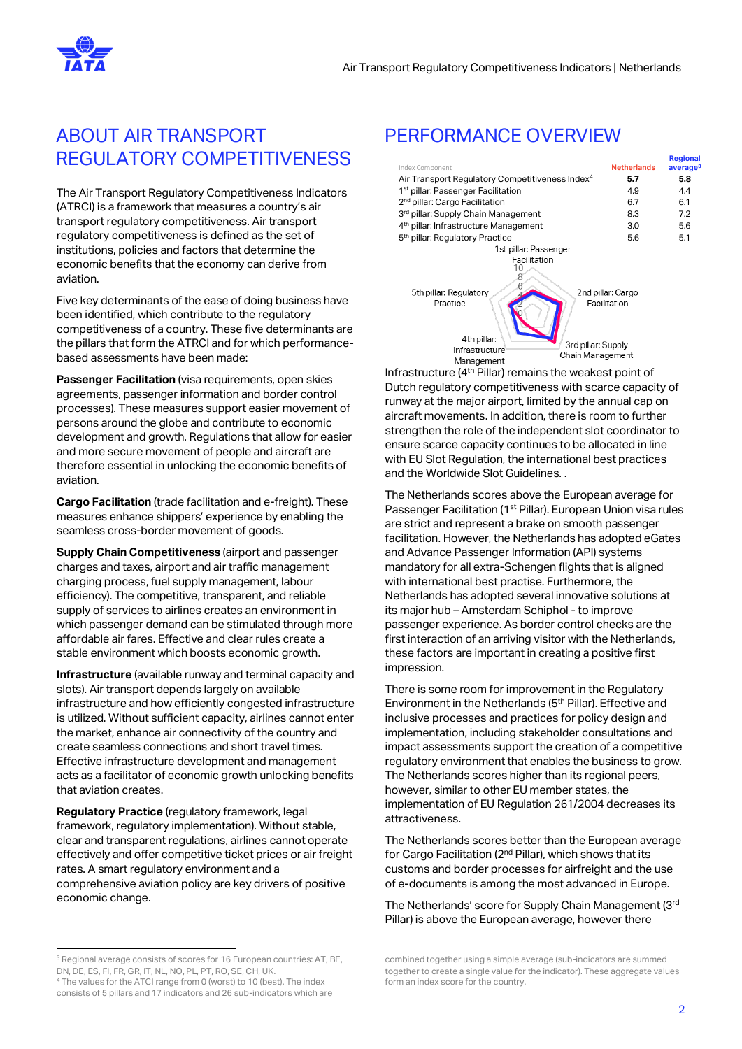## ABOUT AIR TRANSPORT REGULATORY COMPETITIVENESS

The Air Transport Regulatory Competitiveness Indicators (ATRCI) is a framework that measures a country's air transport regulatory competitiveness. Air transport regulatory competitiveness is defined as the set of institutions, policies and factors that determine the economic benefits that the economy can derive from aviation.

Five key determinants of the ease of doing business have been identified, which contribute to the regulatory competitiveness of a country. These five determinants are the pillars that form the ATRCI and for which performance-based assessments have been made:

**Passenger Facilitation** (visa requirements, open skies agreements, passenger information and border control processes). These measures support easier movement of persons around the globe and contribute to economic development and growth. Regulations that allow for easier and more secure movement of people and aircraft are therefore essential in unlocking the economic benefits of aviation.

**Cargo Facilitation** (trade facilitation and e-freight). These measures enhance shippers' experience by enabling the seamless cross-border movement of goods.

**Supply Chain Competitiveness** (airport and passenger charges and taxes, airport and air traffic management charging process, fuel supply management, labour efficiency). The competitive, transparent, and reliable supply of services to airlines creates an environment in which passenger demand can be stimulated through more affordable air fares. Effective and clear rules create a stable environment which boosts economic growth.

**Infrastructure** (available runway and terminal capacity and slots). Air transport depends largely on available infrastructure and how efficiently congested infrastructure is utilized. Without sufficient capacity, airlines cannot enter the market, enhance air connectivity of the country and create seamless connections and short travel times. Effective infrastructure development and management acts as a facilitator of economic growth unlocking benefits that aviation creates.

**Regulatory Practice** (regulatory framework, legal framework, regulatory implementation). Without stable, clear and transparent regulations, airlines cannot operate effectively and offer competitive ticket prices or air freight rates. A smart regulatory environment and a comprehensive aviation policy are key drivers of positive economic change.

## PERFORMANCE OVERVIEW

| Index Component | Netherlands | Regional average[3] |
|---|---|---|
| Air Transport Regulatory Competitiveness Index[4] | **5.7** | **5.8** |
| 1st pillar: Passenger Facilitation | 4.9 | 4.4 |
| 2nd pillar: Cargo Facilitation | 6.7 | 6.1 |
| 3rd pillar: Supply Chain Management | 8.3 | 7.2 |
| 4th pillar: Infrastructure Management | 3.0 | 5.6 |
| 5th pillar: Regulatory Practice | 5.6 | 5.1 |

1st pillar: Passenger Facilitation
10
8
6
4
2
0
2nd pillar: Cargo Facilitation
3rd pillar: Supply Chain Management
4th pillar: Infrastructure Management
5th pillar: Regulatory Practice

Infrastructure (4th Pillar) remains the weakest point of Dutch regulatory competitiveness with scarce capacity of runway at the major airport, limited by the annual cap on aircraft movements. In addition, there is room to further strengthen the role of the independent slot coordinator to ensure scarce capacity continues to be allocated in line with EU Slot Regulation, the international best practices and the Worldwide Slot Guidelines. .

The Netherlands scores above the European average for Passenger Facilitation (1st Pillar). European Union visa rules are strict and represent a brake on smooth passenger facilitation. However, the Netherlands has adopted eGates and Advance Passenger Information (API) systems mandatory for all extra-Schengen flights that is aligned with international best practise. Furthermore, the Netherlands has adopted several innovative solutions at its major hub – Amsterdam Schiphol - to improve passenger experience. As border control checks are the first interaction of an arriving visitor with the Netherlands, these factors are important in creating a positive first impression.

There is some room for improvement in the Regulatory Environment in the Netherlands (5th Pillar). Effective and inclusive processes and practices for policy design and implementation, including stakeholder consultations and impact assessments support the creation of a competitive regulatory environment that enables the business to grow. The Netherlands scores higher than its regional peers, however, similar to other EU member states, the implementation of EU Regulation 261/2004 decreases its attractiveness.

The Netherlands scores better than the European average for Cargo Facilitation (2nd Pillar), which shows that its customs and border processes for airfreight and the use of e-documents is among the most advanced in Europe.

The Netherlands' score for Supply Chain Management (3rd Pillar) is above the European average, however there

---

[3] Regional average consists of scores for 16 European countries: AT, BE, DN, DE, ES, FI, FR, GR, IT, NL, NO, PL, PT, RO, SE, CH, UK.

[4] The values for the ATCI range from 0 (worst) to 10 (best). The index consists of 5 pillars and 17 indicators and 26 sub-indicators which are combined together using a simple average (sub-indicators are summed together to create a single value for the indicator). These aggregate values form an index score for the country.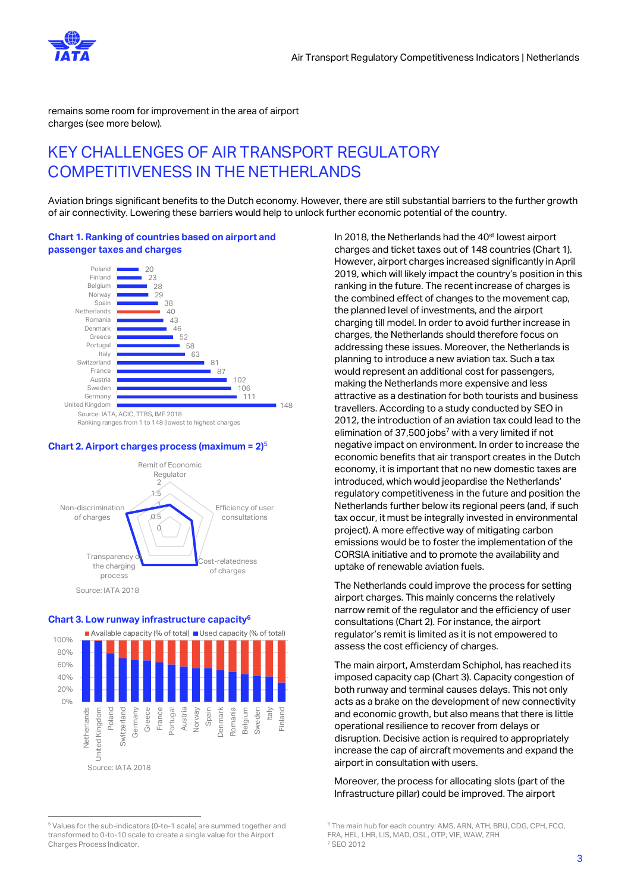remains some room for improvement in the area of airport charges (see more below).

# KEY CHALLENGES OF AIR TRANSPORT REGULATORY COMPETITIVENESS IN THE NETHERLANDS

Aviation brings significant benefits to the Dutch economy. However, there are still substantial barriers to the further growth of air connectivity. Lowering these barriers would help to unlock further economic potential of the country.

### Chart 1. Ranking of countries based on airport and passenger taxes and charges

Poland 20
Finland 23
Belgium 28
Norway 29
Spain 38
Netherlands 40
Romania 43
Denmark 46
Greece 52
Portugal 58
Italy 63
Switzerland 81
France 87
Austria 102
Sweden 106
Germany 111
United Kingdom 148

Source: IATA, ACIC, TTBS, IMF 2018
Ranking ranges from 1 to 148 (lowest to highest charges)

### Chart 2. Airport charges process (maximum = 2)[5]

Remit of Economic Regulator
Efficiency of user consultations
Cost-relatedness of charges
Transparency of the charging process
Non-discrimination of charges
2
1.5
1
0.5
0

Source: IATA 2018

### Chart 3. Low runway infrastructure capacity[6]

Available capacity (% of total)
Used capacity (% of total)
100%
80%
60%
40%
20%
0%
Netherlands
United Kingdom
Poland
Switzerland
Germany
Greece
France
Portugal
Austria
Norway
Spain
Denmark
Romania
Belgium
Sweden
Italy
Finland

Source: IATA 2018

In 2018, the Netherlands had the 40st lowest airport charges and ticket taxes out of 148 countries (Chart 1). However, airport charges increased significantly in April 2019, which will likely impact the country's position in this ranking in the future. The recent increase of charges is the combined effect of changes to the movement cap, the planned level of investments, and the airport charging till model. In order to avoid further increase in charges, the Netherlands should therefore focus on addressing these issues. Moreover, the Netherlands is planning to introduce a new aviation tax. Such a tax would represent an additional cost for passengers, making the Netherlands more expensive and less attractive as a destination for both tourists and business travellers. According to a study conducted by SEO in 2012, the introduction of an aviation tax could lead to the elimination of 37,500 jobs[7] with a very limited if not negative impact on environment. In order to increase the economic benefits that air transport creates in the Dutch economy, it is important that no new domestic taxes are introduced, which would jeopardise the Netherlands' regulatory competitiveness in the future and position the Netherlands further below its regional peers (and, if such tax occur, it must be integrally invested in environmental project). A more effective way of mitigating carbon emissions would be to foster the implementation of the CORSIA initiative and to promote the availability and uptake of renewable aviation fuels.

The Netherlands could improve the process for setting airport charges. This mainly concerns the relatively narrow remit of the regulator and the efficiency of user consultations (Chart 2). For instance, the airport regulator's remit is limited as it is not empowered to assess the cost efficiency of charges.

The main airport, Amsterdam Schiphol, has reached its imposed capacity cap (Chart 3). Capacity congestion of both runway and terminal causes delays. This not only acts as a brake on the development of new connectivity and economic growth, but also means that there is little operational resilience to recover from delays or disruption. Decisive action is required to appropriately increase the cap of aircraft movements and expand the airport in consultation with users.

Moreover, the process for allocating slots (part of the Infrastructure pillar) could be improved. The airport

---

[5] Values for the sub-indicators (0-to-1 scale) are summed together and transformed to 0-to-10 scale to create a single value for the Airport Charges Process Indicator.

[6] The main hub for each country: AMS, ARN, ATH, BRU, CDG, CPH, FCO, FRA, HEL, LHR, LIS, MAD, OSL, OTP, VIE, WAW, ZRH

[7] SEO 2012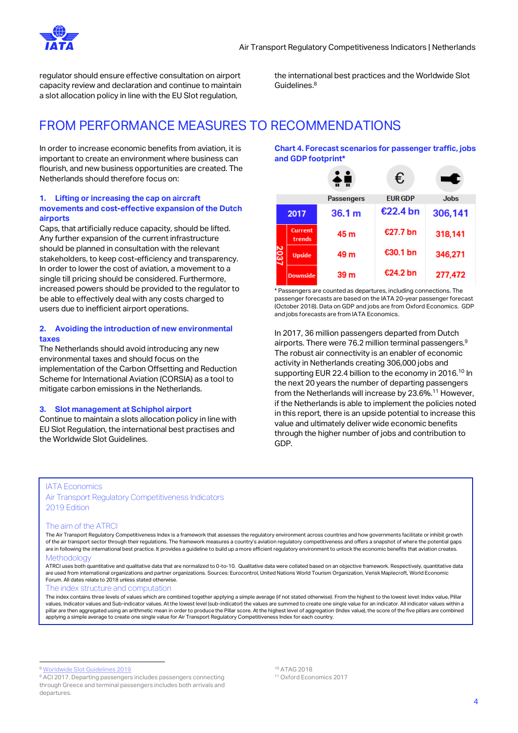regulator should ensure effective consultation on airport capacity review and declaration and continue to maintain a slot allocation policy in line with the EU Slot regulation, the international best practices and the Worldwide Slot Guidelines.[8]

## FROM PERFORMANCE MEASURES TO RECOMMENDATIONS

In order to increase economic benefits from aviation, it is important to create an environment where business can flourish, and new business opportunities are created. The Netherlands should therefore focus on:

**1. Lifting or increasing the cap on aircraft movements and cost-effective expansion of the Dutch airports**

Caps, that artificially reduce capacity, should be lifted. Any further expansion of the current infrastructure should be planned in consultation with the relevant stakeholders, to keep cost-efficiency and transparency. In order to lower the cost of aviation, a movement to a single till pricing should be considered. Furthermore, increased powers should be provided to the regulator to be able to effectively deal with any costs charged to users due to inefficient airport operations.

**2. Avoiding the introduction of new environmental taxes**

The Netherlands should avoid introducing any new environmental taxes and should focus on the implementation of the Carbon Offsetting and Reduction Scheme for International Aviation (CORSIA) as a tool to mitigate carbon emissions in the Netherlands.

**3. Slot management at Schiphol airport**

Continue to maintain a slots allocation policy in line with EU Slot Regulation, the international best practises and the Worldwide Slot Guidelines.

**Chart 4. Forecast scenarios for passenger traffic, jobs and GDP footprint***

| | | Passengers | EUR GDP | Jobs |
|---|---|---|---|---|
| 2017 | | 36.1 m | €22.4 bn | 306,141 |
| 2037 | Current trends | 45 m | €27.7 bn | 318,141 |
| | Upside | 49 m | €30.1 bn | 346,271 |
| | Downside | 39 m | €24.2 bn | 277,472 |

\* Passengers are counted as departures, including connections. The passenger forecasts are based on the IATA 20-year passenger forecast (October 2018). Data on GDP and jobs are from Oxford Economics. GDP and jobs forecasts are from IATA Economics.

In 2017, 36 million passengers departed from Dutch airports. There were 76.2 million terminal passengers.[9] The robust air connectivity is an enabler of economic activity in Netherlands creating 306,000 jobs and supporting EUR 22.4 billion to the economy in 2016.[10] In the next 20 years the number of departing passengers from the Netherlands will increase by 23.6%.[11] However, if the Netherlands is able to implement the policies noted in this report, there is an upside potential to increase this value and ultimately deliver wide economic benefits through the higher number of jobs and contribution to GDP.

---

IATA Economics
Air Transport Regulatory Competitiveness Indicators
2019 Edition

**The aim of the ATRCI**

The Air Transport Regulatory Competitiveness Index is a framework that assesses the regulatory environment across countries and how governments facilitate or inhibit growth of the air transport sector through their regulations. The framework measures a country's aviation regulatory competitiveness and offers a snapshot of where the potential gaps are in following the international best practice. It provides a guideline to build up a more efficient regulatory environment to unlock the economic benefits that aviation creates.

**Methodology**

ATRCI uses both quantitative and qualitative data that are normalized to 0-to-10. Qualitative data were collated based on an objective framework. Respectively, quantitative data are used from international organizations and partner organizations. Sources: Eurocontrol, United Nations World Tourism Organization, Verisk Maplecroft, World Economic Forum. All dates relate to 2018 unless stated otherwise.

**The index structure and computation**

The index contains three levels of values which are combined together applying a simple average (if not stated otherwise). From the highest to the lowest level: Index value, Pillar values, Indicator values and Sub-indicator values. At the lowest level (sub-indicator) the values are summed to create one single value for an indicator. All indicators within a pillar are then aggregated using an arithmetic mean in order to produce the Pillar score. At the highest level of aggregation (Index value), the score of the five pillars are combined applying a simple average to create one single value for Air Transport Regulatory Competitiveness Index for each country.

---

[8] Worldwide Slot Guidelines 2019

[9] ACI 2017. Departing passengers includes passengers connecting through Greece and terminal passengers includes both arrivals and departures.

[10] ATAG 2018

[11] Oxford Economics 2017